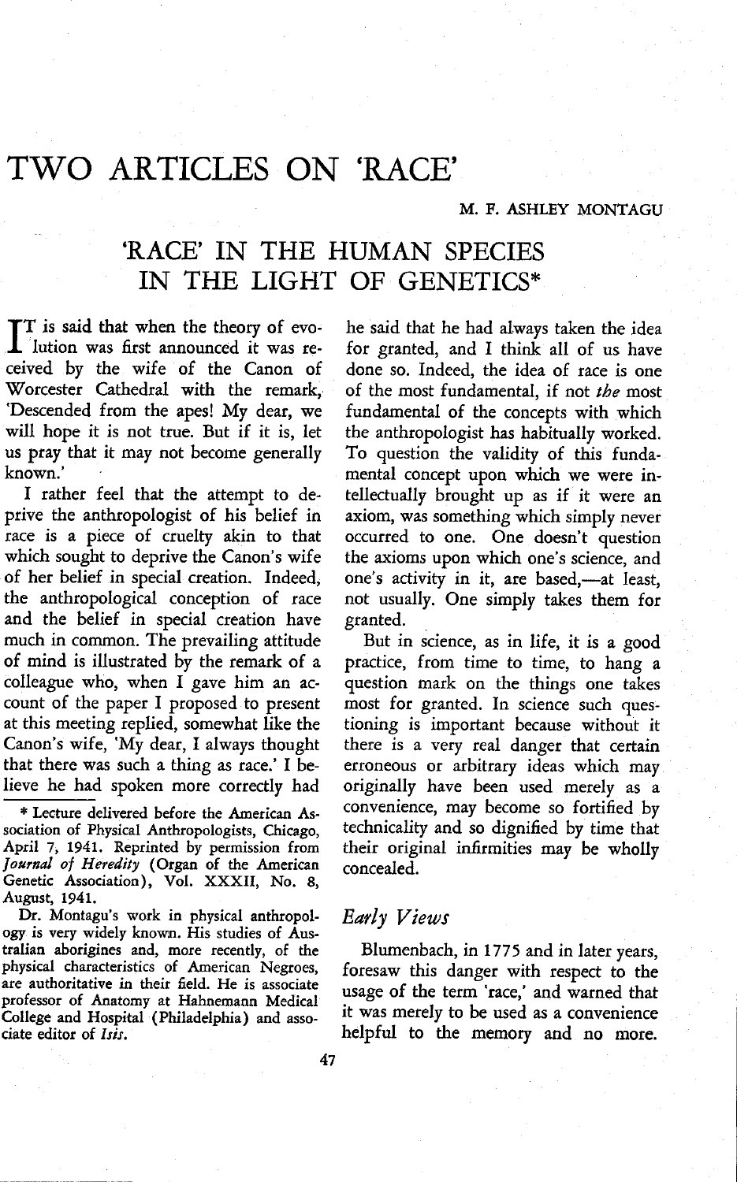# TWO ARTICLES ON 'RACE'

M. F. ASHLEY MONTAGU

## 'RACE' IN THE HUMAN SPECIES IN THE LIGHT OF GENETICS*

IT is said that when the theory of evolution was first announced it was received by the wife of the Canon of Worcester Cathedral with the remark, 'Descended from the apes! My dear, we will hope it is not true. But if it is, let us pray that it may not become generally known.'

I rather feel that the attempt to deprive the anthropologist of his belief in race is a piece of cruelty akin to that which sought to deprive the Canon's wife of her belief in special creation. Indeed, the anthropological conception of race and the belief in special creation have much in common. The prevailing attitude of mind is illustrated by the remark of a colleague who, when I gave him an account of the paper I proposed to present at this meeting replied, somewhat like the Canon's wife, 'My dear, I always thought that there was such a thing as race.' I believe he had spoken more correctly had he said that he had always taken the idea for granted, and I think all of us have done so. Indeed, the idea of race is one of the most fundamental, if not *the* most fundamental of the concepts with which the anthropologist has habitually worked. To question the validity of this fundamental concept upon which we were intellectually brought up as if it were an axiom, was something which simply never occurred to one. One doesn't question the axioms upon which one's science, and one's activity in it, are based,—at least, not usually. One simply takes them for granted.

But in science, as in life, it is a good practice, from time to time, to hang a question mark on the things one takes most for granted. In science such questioning is important because without it there is a very real danger that certain erroneous or arbitrary ideas which may originally have been used merely as a convenience, may become so fortified by technicality and so dignified by time that their original infirmities may be wholly concealed.

### *Early Views*

Blumenbach, in 1775 and in later years, foresaw this danger with respect to the usage of the term 'race,' and warned that it was merely to be used as a convenience helpful to the memory and no more.

---

* Lecture delivered before the American Association of Physical Anthropologists, Chicago, April 7, 1941. Reprinted by permission from *Journal of Heredity* (Organ of the American Genetic Association), Vol. XXXII, No. 8, August, 1941.

Dr. Montagu's work in physical anthropology is very widely known. His studies of Australian aborigines and, more recently, of the physical characteristics of American Negroes, are authoritative in their field. He is associate professor of Anatomy at Hahnemann Medical College and Hospital (Philadelphia) and associate editor of *Isis*.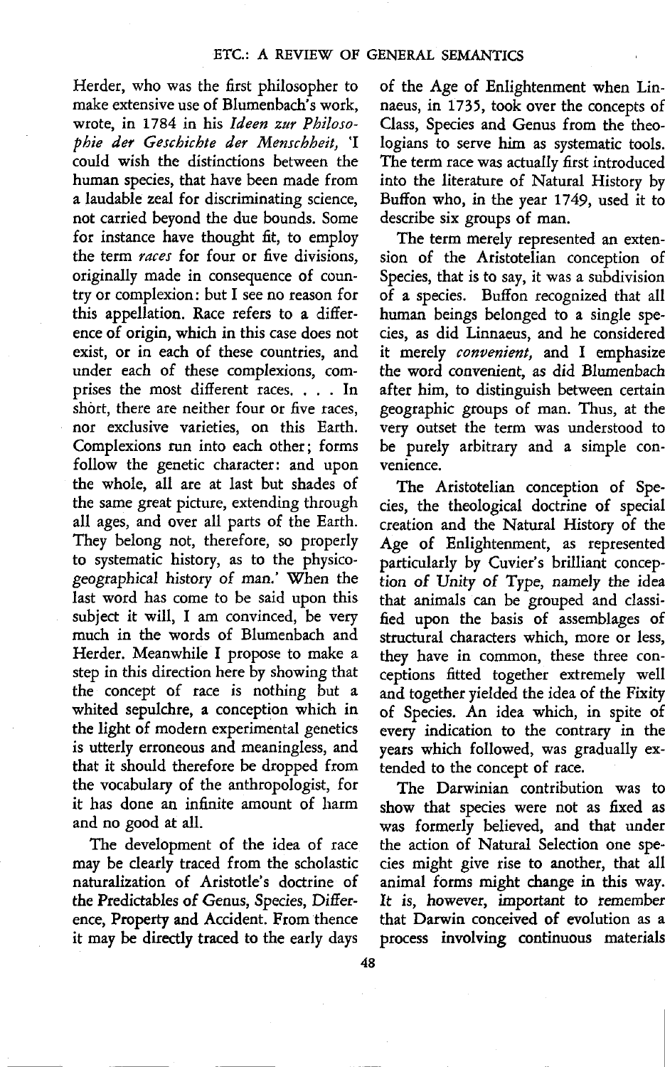Herder, who was the first philosopher to make extensive use of Blumenbach's work, wrote, in 1784 in his *Ideen zur Philosophie der Geschichte der Menschheit*, 'I could wish the distinctions between the human species, that have been made from a laudable zeal for discriminating science, not carried beyond the due bounds. Some for instance have thought fit, to employ the term *races* for four or five divisions, originally made in consequence of country or complexion: but I see no reason for this appellation. Race refers to a difference of origin, which in this case does not exist, or in each of these countries, and under each of these complexions, comprises the most different races. . . . In short, there are neither four or five races, nor exclusive varieties, on this Earth. Complexions run into each other; forms follow the genetic character: and upon the whole, all are at last but shades of the same great picture, extending through all ages, and over all parts of the Earth. They belong not, therefore, so properly to systematic history, as to the physico-geographical history of man.' When the last word has come to be said upon this subject it will, I am convinced, be very much in the words of Blumenbach and Herder. Meanwhile I propose to make a step in this direction here by showing that the concept of race is nothing but a whited sepulchre, a conception which in the light of modern experimental genetics is utterly erroneous and meaningless, and that it should therefore be dropped from the vocabulary of the anthropologist, for it has done an infinite amount of harm and no good at all.

The development of the idea of race may be clearly traced from the scholastic naturalization of Aristotle's doctrine of the Predictables of Genus, Species, Difference, Property and Accident. From thence it may be directly traced to the early days of the Age of Enlightenment when Linnaeus, in 1735, took over the concepts of Class, Species and Genus from the theologians to serve him as systematic tools. The term race was actually first introduced into the literature of Natural History by Buffon who, in the year 1749, used it to describe six groups of man.

The term merely represented an extension of the Aristotelian conception of Species, that is to say, it was a subdivision of a species. Buffon recognized that all human beings belonged to a single species, as did Linnaeus, and he considered it merely *convenient,* and I emphasize the word convenient, as did Blumenbach after him, to distinguish between certain geographic groups of man. Thus, at the very outset the term was understood to be purely arbitrary and a simple convenience.

The Aristotelian conception of Species, the theological doctrine of special creation and the Natural History of the Age of Enlightenment, as represented particularly by Cuvier's brilliant conception of Unity of Type, namely the idea that animals can be grouped and classified upon the basis of assemblages of structural characters which, more or less, they have in common, these three conceptions fitted together extremely well and together yielded the idea of the Fixity of Species. An idea which, in spite of every indication to the contrary in the years which followed, was gradually extended to the concept of race.

The Darwinian contribution was to show that species were not as fixed as was formerly believed, and that under the action of Natural Selection one species might give rise to another, that all animal forms might change in this way. It is, however, important to remember that Darwin conceived of evolution as a process involving continuous materials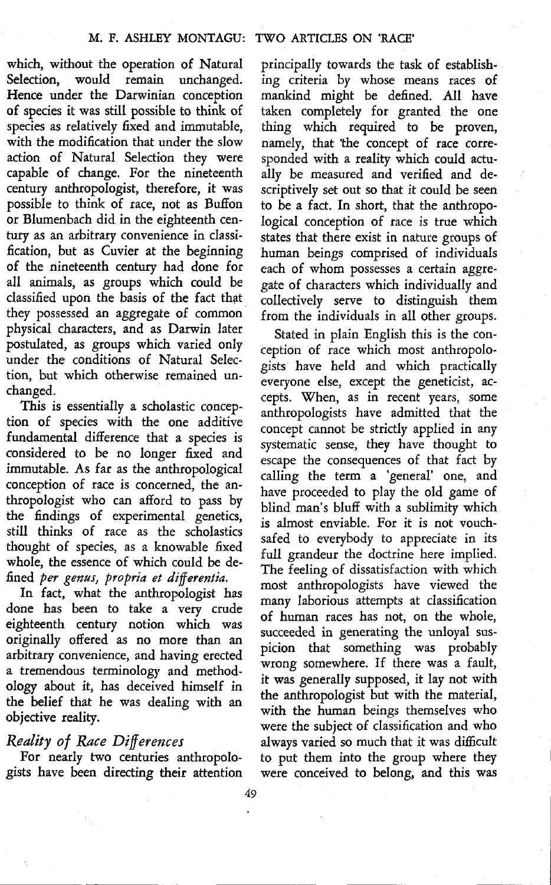which, without the operation of Natural Selection, would remain unchanged. Hence under the Darwinian conception of species it was still possible to think of species as relatively fixed and immutable, with the modification that under the slow action of Natural Selection they were capable of change. For the nineteenth century anthropologist, therefore, it was possible to think of race, not as Buffon or Blumenbach did in the eighteenth century as an arbitrary convenience in classification, but as Cuvier at the beginning of the nineteenth century had done for all animals, as groups which could be classified upon the basis of the fact that they possessed an aggregate of common physical characters, and as Darwin later postulated, as groups which varied only under the conditions of Natural Selection, but which otherwise remained unchanged.

This is essentially a scholastic conception of species with the one additive fundamental difference that a species is considered to be no longer fixed and immutable. As far as the anthropological conception of race is concerned, the anthropologist who can afford to pass by the findings of experimental genetics, still thinks of race as the scholastics thought of species, as a knowable fixed whole, the essence of which could be defined *per genus, propria et differentia.*

In fact, what the anthropologist has done has been to take a very crude eighteenth century notion which was originally offered as no more than an arbitrary convenience, and having erected a tremendous terminology and methodology about it, has deceived himself in the belief that he was dealing with an objective reality.

## *Reality of Race Differences*

For nearly two centuries anthropologists have been directing their attention principally towards the task of establishing criteria by whose means races of mankind might be defined. All have taken completely for granted the one thing which required to be proven, namely, that the concept of race corresponded with a reality which could actually be measured and verified and descriptively set out so that it could be seen to be a fact. In short, that the anthropological conception of race is true which states that there exist in nature groups of human beings comprised of individuals each of whom possesses a certain aggregate of characters which individually and collectively serve to distinguish them from the individuals in all other groups.

Stated in plain English this is the conception of race which most anthropologists have held and which practically everyone else, except the geneticist, accepts. When, as in recent years, some anthropologists have admitted that the concept cannot be strictly applied in any systematic sense, they have thought to escape the consequences of that fact by calling the term a 'general' one, and have proceeded to play the old game of blind man's bluff with a sublimity which is almost enviable. For it is not vouchsafed to everybody to appreciate in its full grandeur the doctrine here implied. The feeling of dissatisfaction with which most anthropologists have viewed the many laborious attempts at classification of human races has not, on the whole, succeeded in generating the unloyal suspicion that something was probably wrong somewhere. If there was a fault, it was generally supposed, it lay not with the anthropologist but with the material, with the human beings themselves who were the subject of classification and who always varied so much that it was difficult to put them into the group where they were conceived to belong, and this was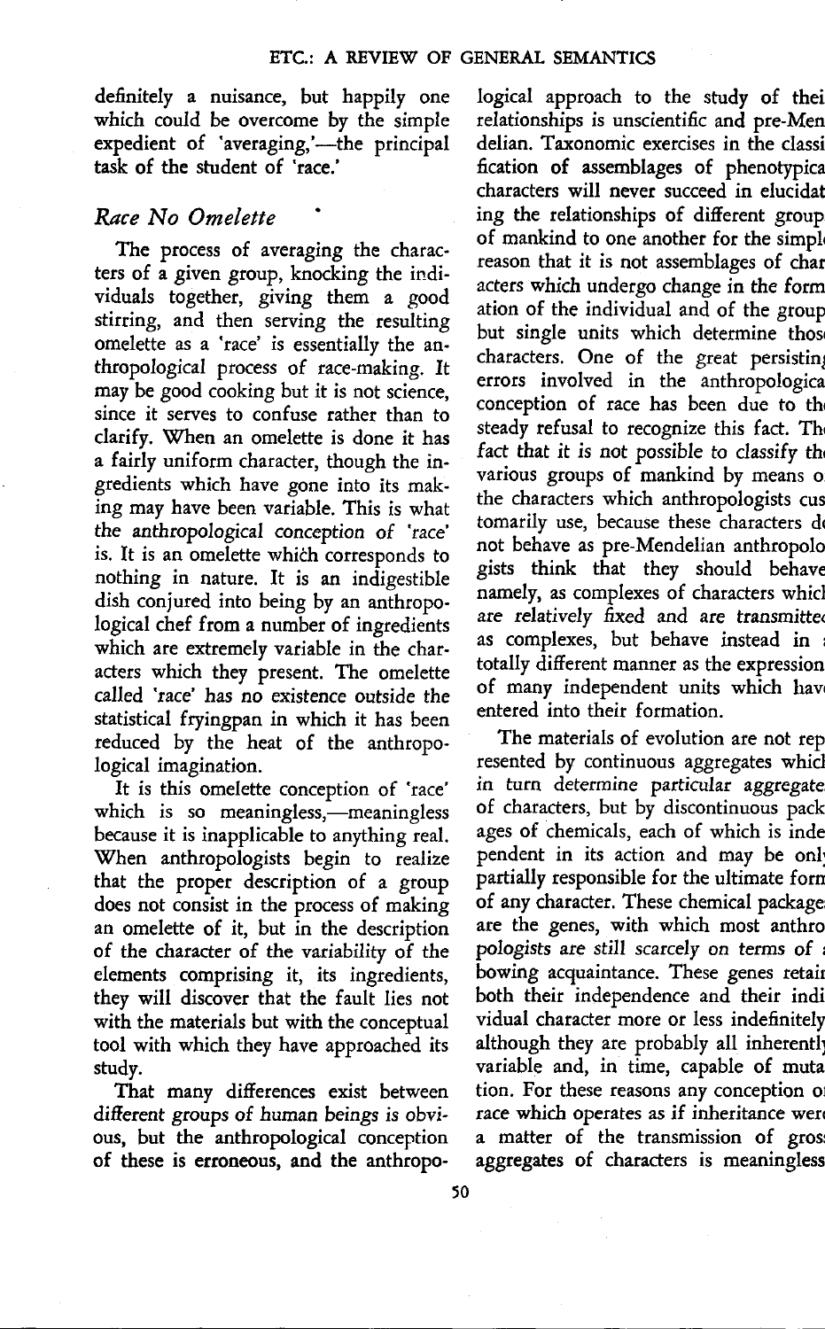definitely a nuisance, but happily one which could be overcome by the simple expedient of 'averaging,'—the principal task of the student of 'race.'

## *Race No Omelette*

The process of averaging the characters of a given group, knocking the individuals together, giving them a good stirring, and then serving the resulting omelette as a 'race' is essentially the anthropological process of race-making. It may be good cooking but it is not science, since it serves to confuse rather than to clarify. When an omelette is done it has a fairly uniform character, though the ingredients which have gone into its making may have been variable. This is what the anthropological conception of 'race' is. It is an omelette which corresponds to nothing in nature. It is an indigestible dish conjured into being by an anthropological chef from a number of ingredients which are extremely variable in the characters which they present. The omelette called 'race' has no existence outside the statistical fryingpan in which it has been reduced by the heat of the anthropological imagination.

It is this omelette conception of 'race' which is so meaningless,—meaningless because it is inapplicable to anything real. When anthropologists begin to realize that the proper description of a group does not consist in the process of making an omelette of it, but in the description of the character of the variability of the elements comprising it, its ingredients, they will discover that the fault lies not with the materials but with the conceptual tool with which they have approached its study.

That many differences exist between different groups of human beings is obvious, but the anthropological conception of these is erroneous, and the anthropological approach to the study of thei[r] relationships is unscientific and pre-Mendelian. Taxonomic exercises in the classification of assemblages of phenotypica[l] characters will never succeed in elucidating the relationships of different group[s] of mankind to one another for the simpl[e] reason that it is not assemblages of characters which undergo change in the formation of the individual and of the group but single units which determine thos[e] characters. One of the great persistin[g] errors involved in the anthropologica[l] conception of race has been due to th[e] steady refusal to recognize this fact. Th[e] fact that it is not possible to classify th[e] various groups of mankind by means o[f] the characters which anthropologists customarily use, because these characters d[o] not behave as pre-Mendelian anthropologists think that they should behave namely, as complexes of characters whic[h] are relatively fixed and are transmitte[d] as complexes, but behave instead in [a] totally different manner as the expression of many independent units which hav[e] entered into their formation.

The materials of evolution are not represented by continuous aggregates whic[h] in turn determine particular aggregate[s] of characters, but by discontinuous packages of chemicals, each of which is independent in its action and may be onl[y] partially responsible for the ultimate form of any character. These chemical package[s] are the genes, with which most anthropologists are still scarcely on terms of [a] bowing acquaintance. These genes retai[n] both their independence and their individual character more or less indefinitely although they are probably all inherentl[y] variable and, in time, capable of mutation. For these reasons any conception o[f] race which operates as if inheritance wer[e] a matter of the transmission of gros[s] aggregates of characters is meaningless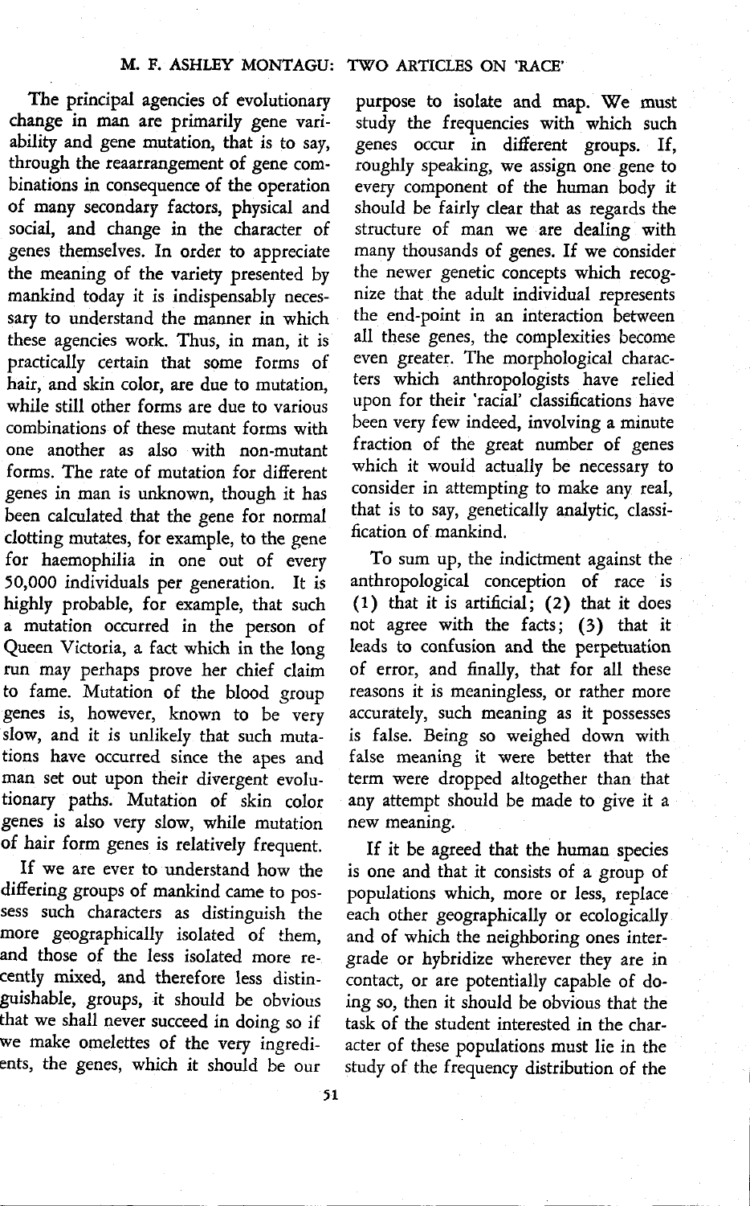The principal agencies of evolutionary change in man are primarily gene variability and gene mutation, that is to say, through the reaarrangement of gene combinations in consequence of the operation of many secondary factors, physical and social, and change in the character of genes themselves. In order to appreciate the meaning of the variety presented by mankind today it is indispensably necessary to understand the manner in which these agencies work. Thus, in man, it is practically certain that some forms of hair, and skin color, are due to mutation, while still other forms are due to various combinations of these mutant forms with one another as also with non-mutant forms. The rate of mutation for different genes in man is unknown, though it has been calculated that the gene for normal clotting mutates, for example, to the gene for haemophilia in one out of every 50,000 individuals per generation. It is highly probable, for example, that such a mutation occurred in the person of Queen Victoria, a fact which in the long run may perhaps prove her chief claim to fame. Mutation of the blood group genes is, however, known to be very slow, and it is unlikely that such mutations have occurred since the apes and man set out upon their divergent evolutionary paths. Mutation of skin color genes is also very slow, while mutation of hair form genes is relatively frequent.

If we are ever to understand how the differing groups of mankind came to possess such characters as distinguish the more geographically isolated of them, and those of the less isolated more recently mixed, and therefore less distinguishable, groups, it should be obvious that we shall never succeed in doing so if we make omelettes of the very ingredients, the genes, which it should be our purpose to isolate and map. We must study the frequencies with which such genes occur in different groups. If, roughly speaking, we assign one gene to every component of the human body it should be fairly clear that as regards the structure of man we are dealing with many thousands of genes. If we consider the newer genetic concepts which recognize that the adult individual represents the end-point in an interaction between all these genes, the complexities become even greater. The morphological characters which anthropologists have relied upon for their 'racial' classifications have been very few indeed, involving a minute fraction of the great number of genes which it would actually be necessary to consider in attempting to make any real, that is to say, genetically analytic, classification of mankind.

To sum up, the indictment against the anthropological conception of race is (1) that it is artificial; (2) that it does not agree with the facts; (3) that it leads to confusion and the perpetuation of error, and finally, that for all these reasons it is meaningless, or rather more accurately, such meaning as it possesses is false. Being so weighed down with false meaning it were better that the term were dropped altogether than that any attempt should be made to give it a new meaning.

If it be agreed that the human species is one and that it consists of a group of populations which, more or less, replace each other geographically or ecologically and of which the neighboring ones intergrade or hybridize wherever they are in contact, or are potentially capable of doing so, then it should be obvious that the task of the student interested in the character of these populations must lie in the study of the frequency distribution of the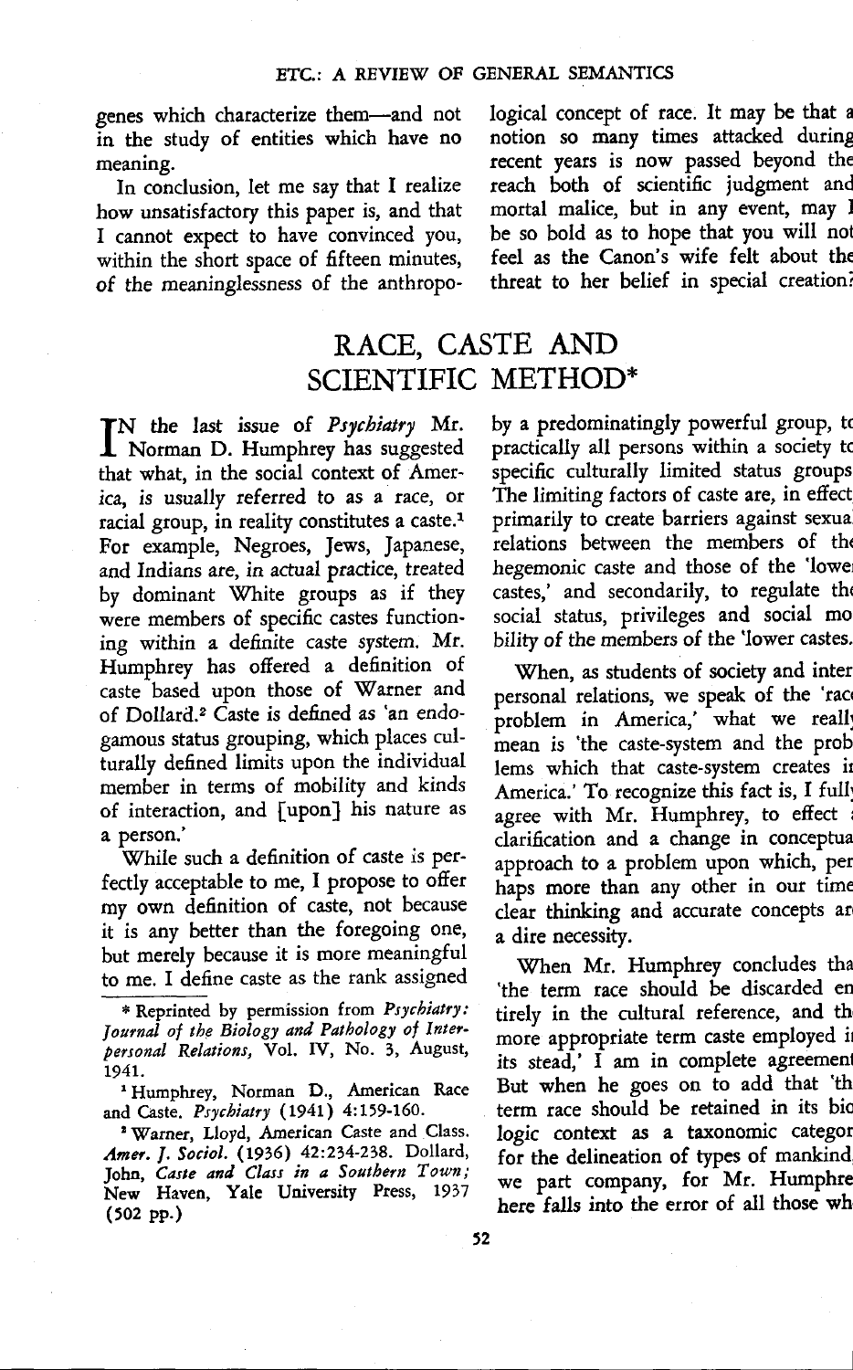genes which characterize them—and not in the study of entities which have no meaning.

In conclusion, let me say that I realize how unsatisfactory this paper is, and that I cannot expect to have convinced you, within the short space of fifteen minutes, of the meaninglessness of the anthropological concept of race. It may be that a notion so many times attacked during recent years is now passed beyond the reach both of scientific judgment and mortal malice, but in any event, may I be so bold as to hope that you will not feel as the Canon's wife felt about the threat to her belief in special creation?

# RACE, CASTE AND SCIENTIFIC METHOD*

In the last issue of *Psychiatry* Mr. Norman D. Humphrey has suggested that what, in the social context of America, is usually referred to as a race, or racial group, in reality constitutes a caste.[1] For example, Negroes, Jews, Japanese, and Indians are, in actual practice, treated by dominant White groups as if they were members of specific castes functioning within a definite caste system. Mr. Humphrey has offered a definition of caste based upon those of Warner and of Dollard.[2] Caste is defined as 'an endogamous status grouping, which places culturally defined limits upon the individual member in terms of mobility and kinds of interaction, and [upon] his nature as a person.'

While such a definition of caste is perfectly acceptable to me, I propose to offer my own definition of caste, not because it is any better than the foregoing one, but merely because it is more meaningful to me. I define caste as the rank assigned by a predominatingly powerful group, to practically all persons within a society to specific culturally limited status groups. The limiting factors of caste are, in effect, primarily to create barriers against sexual relations between the members of the hegemonic caste and those of the 'lower castes,' and secondarily, to regulate the social status, privileges and social mobility of the members of the 'lower castes.'

When, as students of society and interpersonal relations, we speak of the 'race problem in America,' what we really mean is 'the caste-system and the problems which that caste-system creates in America.' To recognize this fact is, I fully agree with Mr. Humphrey, to effect a clarification and a change in conceptual approach to a problem upon which, perhaps more than any other in our time, clear thinking and accurate concepts are a dire necessity.

When Mr. Humphrey concludes that 'the term race should be discarded entirely in the cultural reference, and the more appropriate term caste employed in its stead,' I am in complete agreement. But when he goes on to add that 'the term race should be retained in its biologic context as a taxonomic category for the delineation of types of mankind,' we part company, for Mr. Humphrey here falls into the error of all those who

---

\* Reprinted by permission from *Psychiatry: Journal of the Biology and Pathology of Interpersonal Relations*, Vol. IV, No. 3, August, 1941.

[1] Humphrey, Norman D., American Race and Caste. *Psychiatry* (1941) 4:159-160.

[2] Warner, Lloyd, American Caste and Class. *Amer. J. Sociol.* (1936) 42:234-238. Dollard, John, *Caste and Class in a Southern Town;* New Haven, Yale University Press, 1937 (502 pp.)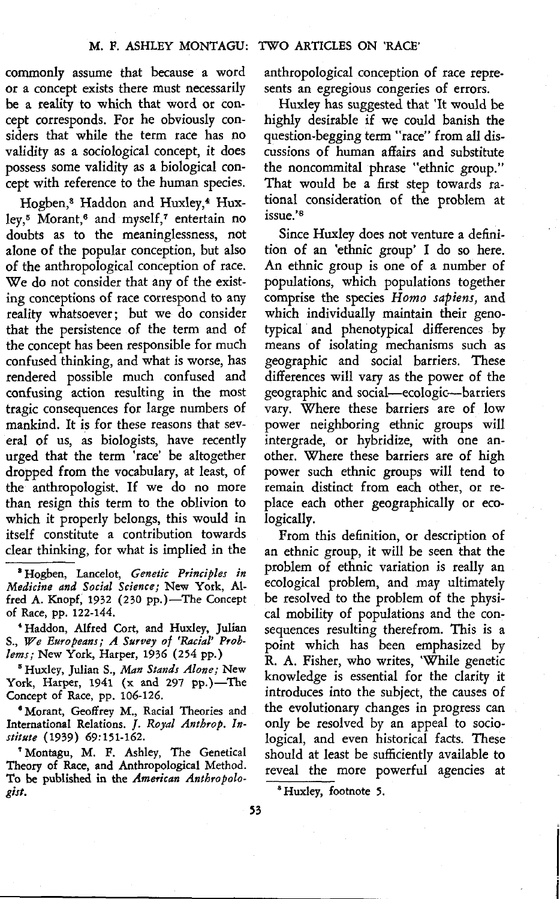commonly assume that because a word or a concept exists there must necessarily be a reality to which that word or concept corresponds. For he obviously considers that while the term race has no validity as a sociological concept, it does possess some validity as a biological concept with reference to the human species.

Hogben,[3] Haddon and Huxley,[4] Huxley,[5] Morant,[6] and myself,[7] entertain no doubts as to the meaninglessness, not alone of the popular conception, but also of the anthropological conception of race. We do not consider that any of the existing conceptions of race correspond to any reality whatsoever; but we do consider that the persistence of the term and of the concept has been responsible for much confused thinking, and what is worse, has rendered possible much confused and confusing action resulting in the most tragic consequences for large numbers of mankind. It is for these reasons that several of us, as biologists, have recently urged that the term 'race' be altogether dropped from the vocabulary, at least, of the anthropologist. If we do no more than resign this term to the oblivion to which it properly belongs, this would in itself constitute a contribution towards clear thinking, for what is implied in the anthropological conception of race represents an egregious congeries of errors.

Huxley has suggested that 'It would be highly desirable if we could banish the question-begging term "race" from all discussions of human affairs and substitute the noncommital phrase "ethnic group." That would be a first step towards rational consideration of the problem at issue.'[8]

Since Huxley does not venture a definition of an 'ethnic group' I do so here. An ethnic group is one of a number of populations, which populations together comprise the species *Homo sapiens*, and which individually maintain their genotypical and phenotypical differences by means of isolating mechanisms such as geographic and social barriers. These differences will vary as the power of the geographic and social—ecologic—barriers vary. Where these barriers are of low power neighboring ethnic groups will intergrade, or hybridize, with one another. Where these barriers are of high power such ethnic groups will tend to remain distinct from each other, or replace each other geographically or ecologically.

From this definition, or description of an ethnic group, it will be seen that the problem of ethnic variation is really an ecological problem, and may ultimately be resolved to the problem of the physical mobility of populations and the consequences resulting therefrom. This is a point which has been emphasized by R. A. Fisher, who writes, 'While genetic knowledge is essential for the clarity it introduces into the subject, the causes of the evolutionary changes in progress can only be resolved by an appeal to sociological, and even historical facts. These should at least be sufficiently available to reveal the more powerful agencies at

---

[3] Hogben, Lancelot, *Genetic Principles in Medicine and Social Science;* New York, Alfred A. Knopf, 1932 (230 pp.)—The Concept of Race, pp. 122-144.

[4] Haddon, Alfred Cort, and Huxley, Julian S., *We Europeans; A Survey of 'Racial' Problems;* New York, Harper, 1936 (254 pp.)

[5] Huxley, Julian S., *Man Stands Alone;* New York, Harper, 1941 (x and 297 pp.)—The Concept of Race, pp. 106-126.

[6] Morant, Geoffrey M., Racial Theories and International Relations. *J. Royal Anthrop. Institute* (1939) 69:151-162.

[7] Montagu, M. F. Ashley, The Genetical Theory of Race, and Anthropological Method. To be published in the *American Anthropologist.*

[8] Huxley, footnote 5.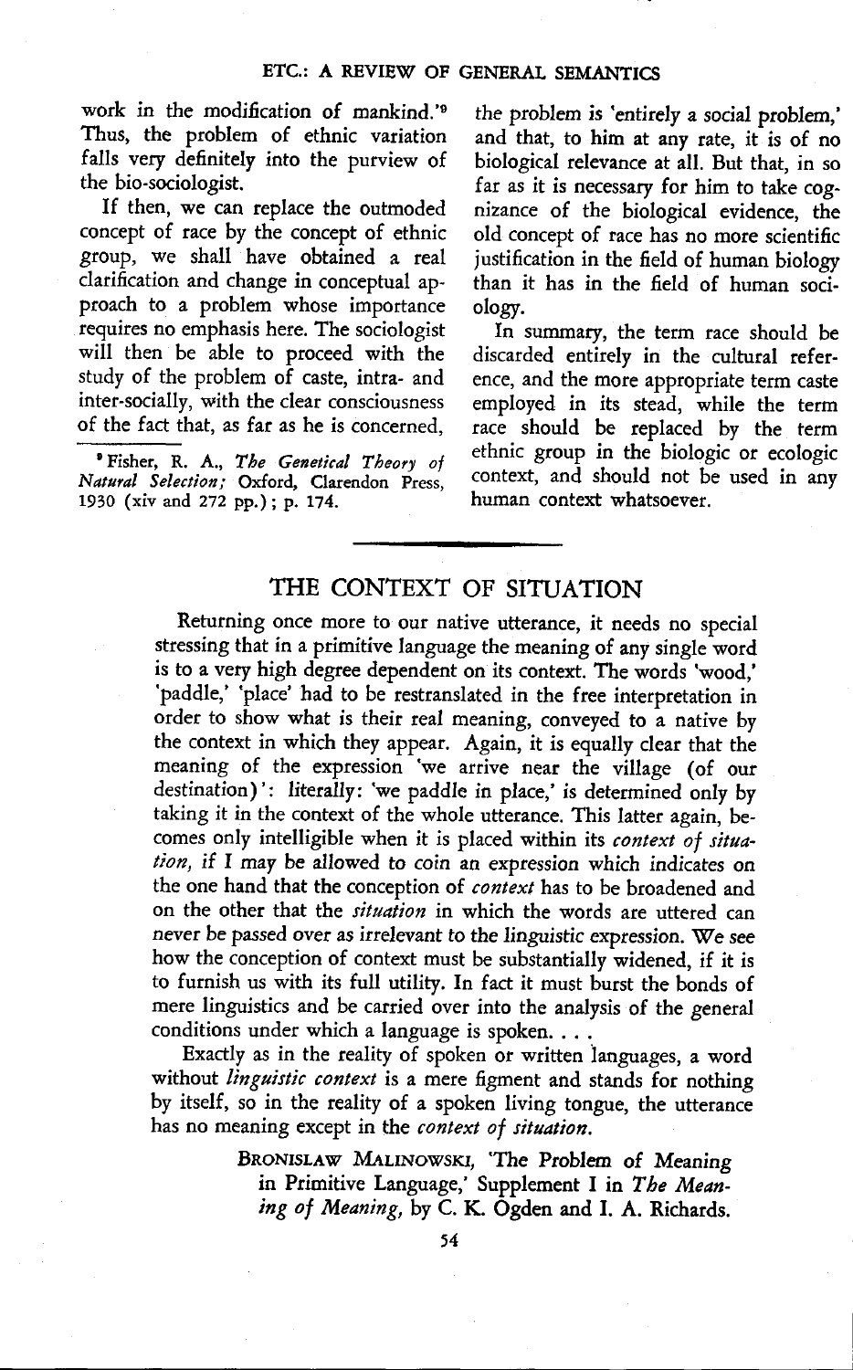work in the modification of mankind.'[9] Thus, the problem of ethnic variation falls very definitely into the purview of the bio-sociologist.

If then, we can replace the outmoded concept of race by the concept of ethnic group, we shall have obtained a real clarification and change in conceptual approach to a problem whose importance requires no emphasis here. The sociologist will then be able to proceed with the study of the problem of caste, intra- and inter-socially, with the clear consciousness of the fact that, as far as he is concerned, the problem is 'entirely a social problem,' and that, to him at any rate, it is of no biological relevance at all. But that, in so far as it is necessary for him to take cognizance of the biological evidence, the old concept of race has no more scientific justification in the field of human biology than it has in the field of human sociology.

In summary, the term race should be discarded entirely in the cultural reference, and the more appropriate term caste employed in its stead, while the term race should be replaced by the term ethnic group in the biologic or ecologic context, and should not be used in any human context whatsoever.

[9] Fisher, R. A., *The Genetical Theory of Natural Selection;* Oxford, Clarendon Press, 1930 (xiv and 272 pp.); p. 174.

---

## THE CONTEXT OF SITUATION

Returning once more to our native utterance, it needs no special stressing that in a primitive language the meaning of any single word is to a very high degree dependent on its context. The words 'wood,' 'paddle,' 'place' had to be restranslated in the free interpretation in order to show what is their real meaning, conveyed to a native by the context in which they appear. Again, it is equally clear that the meaning of the expression 'we arrive near the village (of our destination)': literally: 'we paddle in place,' is determined only by taking it in the context of the whole utterance. This latter again, becomes only intelligible when it is placed within its *context of situation,* if I may be allowed to coin an expression which indicates on the one hand that the conception of *context* has to be broadened and on the other that the *situation* in which the words are uttered can never be passed over as irrelevant to the linguistic expression. We see how the conception of context must be substantially widened, if it is to furnish us with its full utility. In fact it must burst the bonds of mere linguistics and be carried over into the analysis of the general conditions under which a language is spoken. . . .

Exactly as in the reality of spoken or written languages, a word without *linguistic context* is a mere figment and stands for nothing by itself, so in the reality of a spoken living tongue, the utterance has no meaning except in the *context of situation.*

BRONISLAW MALINOWSKI, 'The Problem of Meaning in Primitive Language,' Supplement I in *The Meaning of Meaning,* by C. K. Ogden and I. A. Richards.